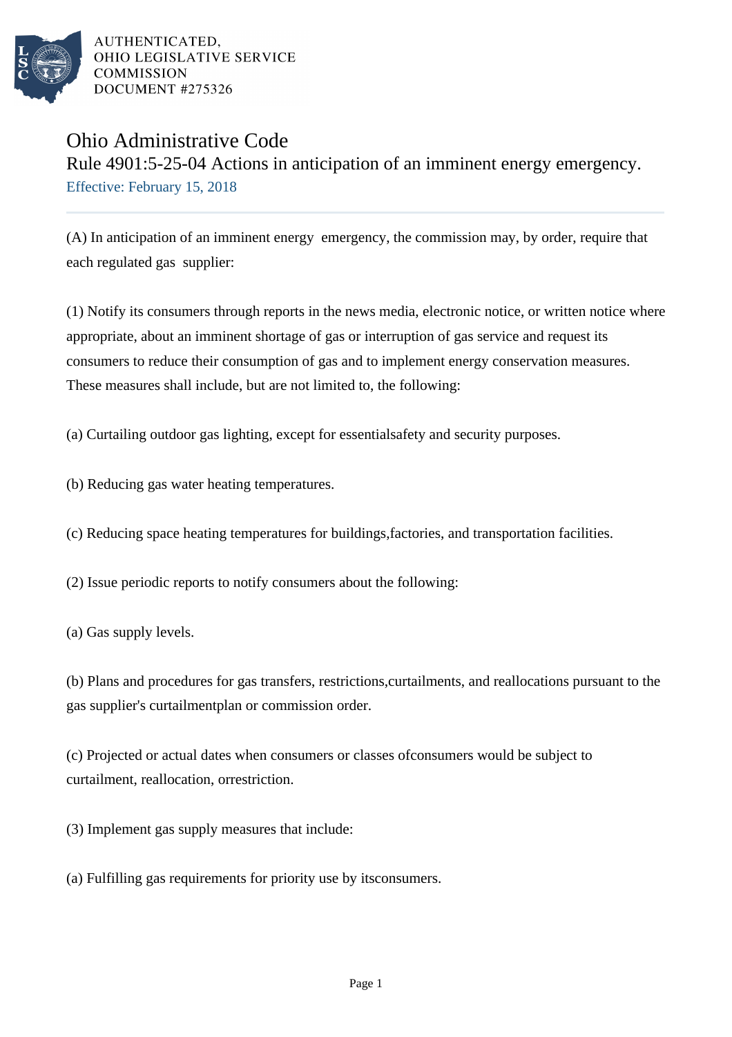AUTHENTICATED,
OHIO LEGISLATIVE SERVICE
COMMISSION
DOCUMENT #275326

# Ohio Administrative Code

## Rule 4901:5-25-04 Actions in anticipation of an imminent energy emergency.

Effective: February 15, 2018

(A) In anticipation of an imminent energy emergency, the commission may, by order, require that each regulated gas supplier:

(1) Notify its consumers through reports in the news media, electronic notice, or written notice where appropriate, about an imminent shortage of gas or interruption of gas service and request its consumers to reduce their consumption of gas and to implement energy conservation measures. These measures shall include, but are not limited to, the following:

(a) Curtailing outdoor gas lighting, except for essentialsafety and security purposes.

(b) Reducing gas water heating temperatures.

(c) Reducing space heating temperatures for buildings,factories, and transportation facilities.

(2) Issue periodic reports to notify consumers about the following:

(a) Gas supply levels.

(b) Plans and procedures for gas transfers, restrictions,curtailments, and reallocations pursuant to the gas supplier's curtailmentplan or commission order.

(c) Projected or actual dates when consumers or classes ofconsumers would be subject to curtailment, reallocation, orrestriction.

(3) Implement gas supply measures that include:

(a) Fulfilling gas requirements for priority use by itsconsumers.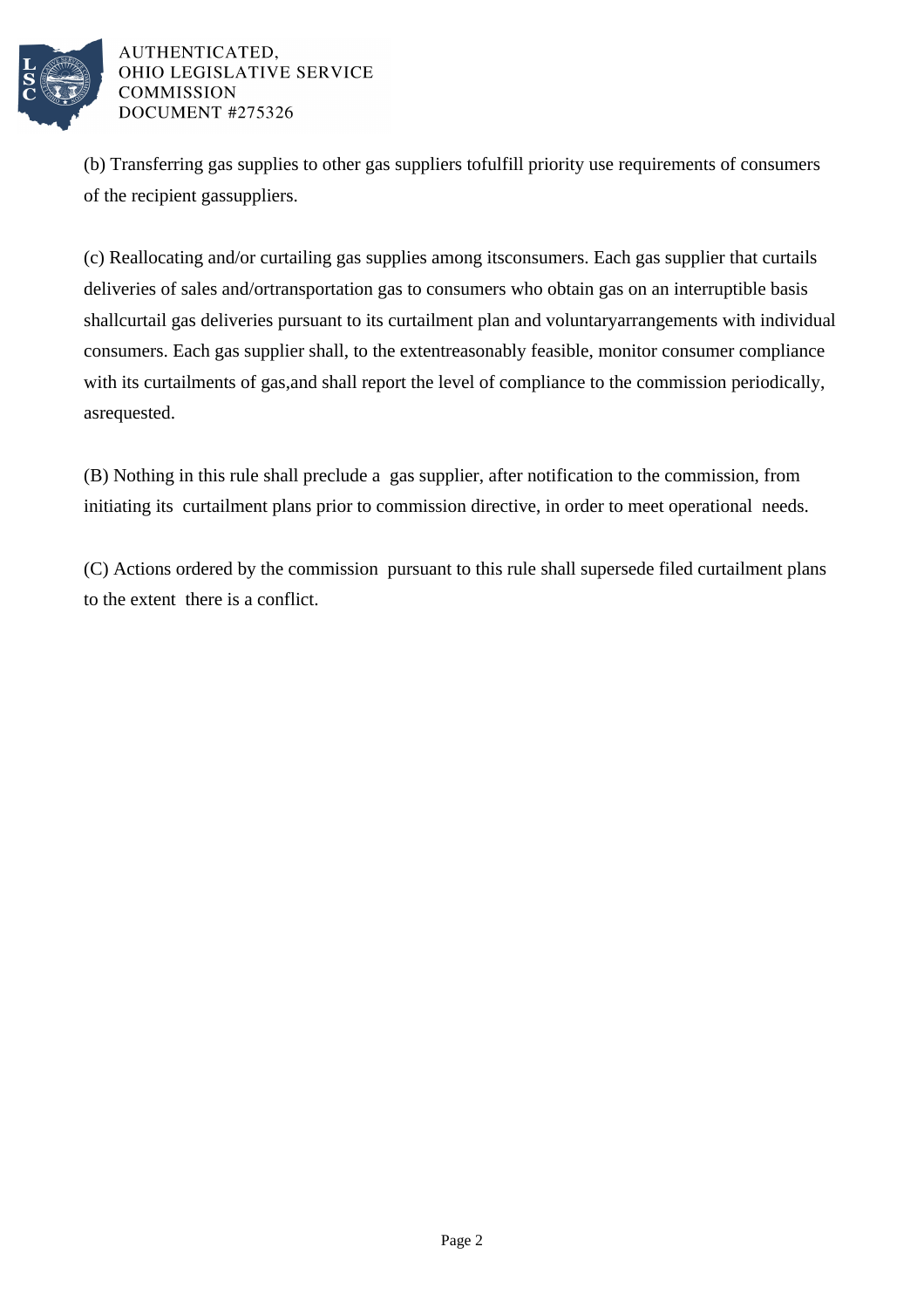(b) Transferring gas supplies to other gas suppliers tofulfill priority use requirements of consumers of the recipient gassuppliers.

(c) Reallocating and/or curtailing gas supplies among itsconsumers. Each gas supplier that curtails deliveries of sales and/ortransportation gas to consumers who obtain gas on an interruptible basis shallcurtail gas deliveries pursuant to its curtailment plan and voluntaryarrangements with individual consumers. Each gas supplier shall, to the extentreasonably feasible, monitor consumer compliance with its curtailments of gas,and shall report the level of compliance to the commission periodically, asrequested.

(B) Nothing in this rule shall preclude a gas supplier, after notification to the commission, from initiating its curtailment plans prior to commission directive, in order to meet operational needs.

(C) Actions ordered by the commission pursuant to this rule shall supersede filed curtailment plans to the extent there is a conflict.